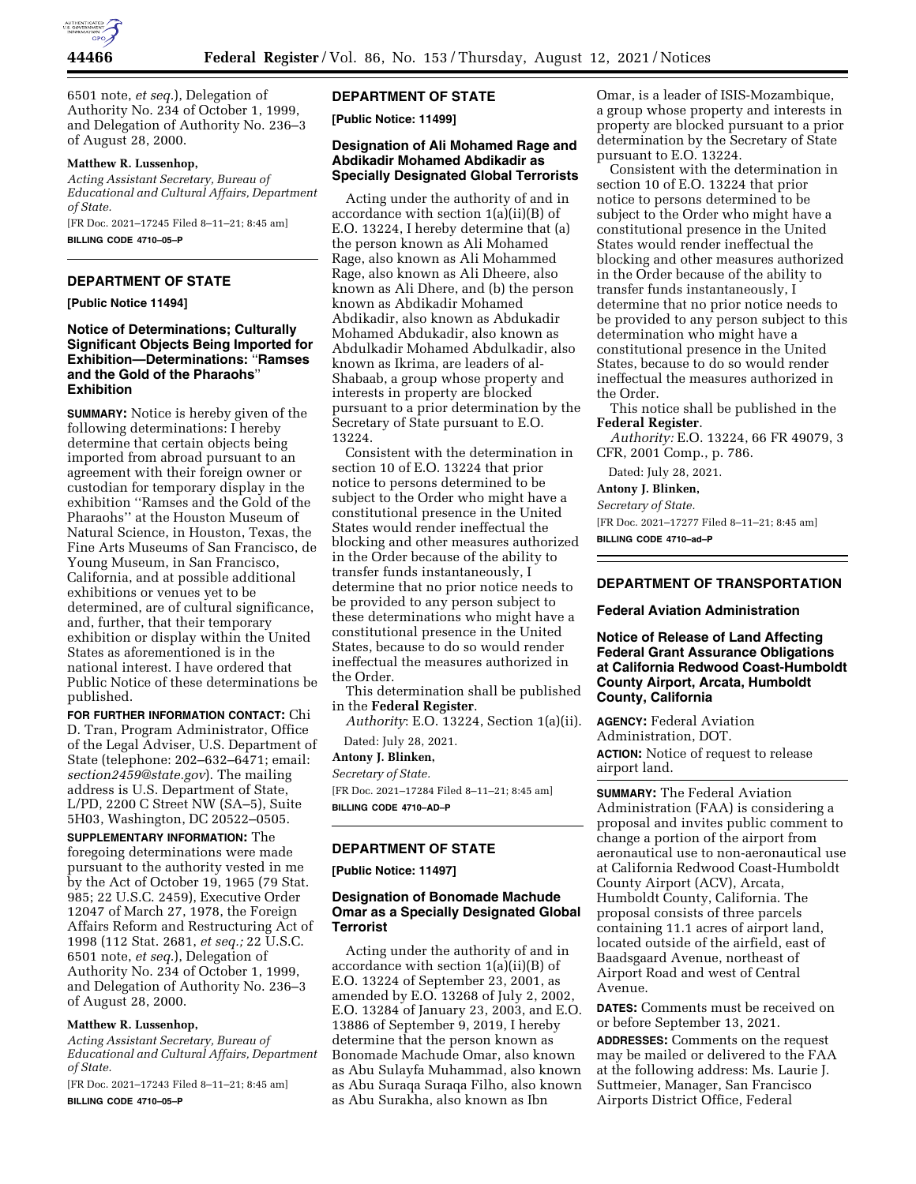6501 note, *et seq.*), Delegation of Authority No. 234 of October 1, 1999, and Delegation of Authority No. 236–3 of August 28, 2000.

**Matthew R. Lussenhop,**

*Acting Assistant Secretary, Bureau of Educational and Cultural Affairs, Department of State.*

[FR Doc. 2021–17245 Filed 8–11–21; 8:45 am]

**BILLING CODE 4710–05–P**

## DEPARTMENT OF STATE

**[Public Notice 11494]**

### Notice of Determinations; Culturally Significant Objects Being Imported for Exhibition—Determinations: "Ramses and the Gold of the Pharaohs" Exhibition

**SUMMARY:** Notice is hereby given of the following determinations: I hereby determine that certain objects being imported from abroad pursuant to an agreement with their foreign owner or custodian for temporary display in the exhibition "Ramses and the Gold of the Pharaohs" at the Houston Museum of Natural Science, in Houston, Texas, the Fine Arts Museums of San Francisco, de Young Museum, in San Francisco, California, and at possible additional exhibitions or venues yet to be determined, are of cultural significance, and, further, that their temporary exhibition or display within the United States as aforementioned is in the national interest. I have ordered that Public Notice of these determinations be published.

**FOR FURTHER INFORMATION CONTACT:** Chi D. Tran, Program Administrator, Office of the Legal Adviser, U.S. Department of State (telephone: 202–632–6471; email: *section2459@state.gov*). The mailing address is U.S. Department of State, L/PD, 2200 C Street NW (SA–5), Suite 5H03, Washington, DC 20522–0505.

**SUPPLEMENTARY INFORMATION:** The foregoing determinations were made pursuant to the authority vested in me by the Act of October 19, 1965 (79 Stat. 985; 22 U.S.C. 2459), Executive Order 12047 of March 27, 1978, the Foreign Affairs Reform and Restructuring Act of 1998 (112 Stat. 2681, *et seq.;* 22 U.S.C. 6501 note, *et seq.*), Delegation of Authority No. 234 of October 1, 1999, and Delegation of Authority No. 236–3 of August 28, 2000.

**Matthew R. Lussenhop,**

*Acting Assistant Secretary, Bureau of Educational and Cultural Affairs, Department of State.*

[FR Doc. 2021–17243 Filed 8–11–21; 8:45 am]

**BILLING CODE 4710–05–P**

## DEPARTMENT OF STATE

**[Public Notice: 11499]**

### Designation of Ali Mohamed Rage and Abdikadir Mohamed Abdikadir as Specially Designated Global Terrorists

Acting under the authority of and in accordance with section 1(a)(ii)(B) of E.O. 13224, I hereby determine that (a) the person known as Ali Mohamed Rage, also known as Ali Mohammed Rage, also known as Ali Dheere, also known as Ali Dhere, and (b) the person known as Abdikadir Mohamed Abdikadir, also known as Abdukadir Mohamed Abdukadir, also known as Abdulkadir Mohamed Abdulkadir, also known as Ikrima, are leaders of al-Shabaab, a group whose property and interests in property are blocked pursuant to a prior determination by the Secretary of State pursuant to E.O. 13224.

Consistent with the determination in section 10 of E.O. 13224 that prior notice to persons determined to be subject to the Order who might have a constitutional presence in the United States would render ineffectual the blocking and other measures authorized in the Order because of the ability to transfer funds instantaneously, I determine that no prior notice needs to be provided to any person subject to these determinations who might have a constitutional presence in the United States, because to do so would render ineffectual the measures authorized in the Order.

This determination shall be published in the **Federal Register**.

*Authority*: E.O. 13224, Section 1(a)(ii).

Dated: July 28, 2021.

**Antony J. Blinken,**

*Secretary of State.*

[FR Doc. 2021–17284 Filed 8–11–21; 8:45 am]

**BILLING CODE 4710–AD–P**

## DEPARTMENT OF STATE

**[Public Notice: 11497]**

### Designation of Bonomade Machude Omar as a Specially Designated Global Terrorist

Acting under the authority of and in accordance with section 1(a)(ii)(B) of E.O. 13224 of September 23, 2001, as amended by E.O. 13268 of July 2, 2002, E.O. 13284 of January 23, 2003, and E.O. 13886 of September 9, 2019, I hereby determine that the person known as Bonomade Machude Omar, also known as Abu Sulayfa Muhammad, also known as Abu Suraqa Suraqa Filho, also known as Abu Surakha, also known as Ibn Omar, is a leader of ISIS-Mozambique, a group whose property and interests in property are blocked pursuant to a prior determination by the Secretary of State pursuant to E.O. 13224.

Consistent with the determination in section 10 of E.O. 13224 that prior notice to persons determined to be subject to the Order who might have a constitutional presence in the United States would render ineffectual the blocking and other measures authorized in the Order because of the ability to transfer funds instantaneously, I determine that no prior notice needs to be provided to any person subject to this determination who might have a constitutional presence in the United States, because to do so would render ineffectual the measures authorized in the Order.

This notice shall be published in the **Federal Register**.

*Authority:* E.O. 13224, 66 FR 49079, 3 CFR, 2001 Comp., p. 786.

Dated: July 28, 2021.

**Antony J. Blinken,**

*Secretary of State.*

[FR Doc. 2021–17277 Filed 8–11–21; 8:45 am]

**BILLING CODE 4710–ad–P**

## DEPARTMENT OF TRANSPORTATION

### Federal Aviation Administration

### Notice of Release of Land Affecting Federal Grant Assurance Obligations at California Redwood Coast-Humboldt County Airport, Arcata, Humboldt County, California

**AGENCY:** Federal Aviation Administration, DOT.

**ACTION:** Notice of request to release airport land.

**SUMMARY:** The Federal Aviation Administration (FAA) is considering a proposal and invites public comment to change a portion of the airport from aeronautical use to non-aeronautical use at California Redwood Coast-Humboldt County Airport (ACV), Arcata, Humboldt County, California. The proposal consists of three parcels containing 11.1 acres of airport land, located outside of the airfield, east of Baadsgaard Avenue, northeast of Airport Road and west of Central Avenue.

**DATES:** Comments must be received on or before September 13, 2021.

**ADDRESSES:** Comments on the request may be mailed or delivered to the FAA at the following address: Ms. Laurie J. Suttmeier, Manager, San Francisco Airports District Office, Federal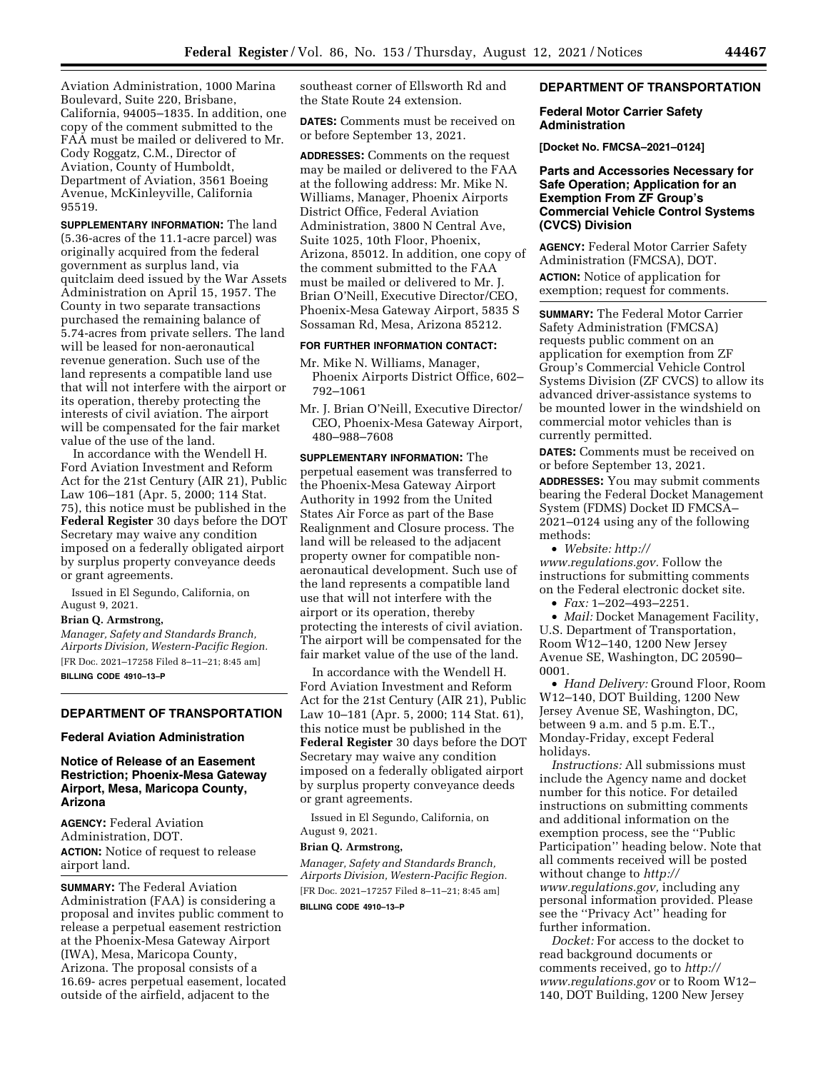Aviation Administration, 1000 Marina Boulevard, Suite 220, Brisbane, California, 94005–1835. In addition, one copy of the comment submitted to the FAA must be mailed or delivered to Mr. Cody Roggatz, C.M., Director of Aviation, County of Humboldt, Department of Aviation, 3561 Boeing Avenue, McKinleyville, California 95519.

**SUPPLEMENTARY INFORMATION:** The land (5.36-acres of the 11.1-acre parcel) was originally acquired from the federal government as surplus land, via quitclaim deed issued by the War Assets Administration on April 15, 1957. The County in two separate transactions purchased the remaining balance of 5.74-acres from private sellers. The land will be leased for non-aeronautical revenue generation. Such use of the land represents a compatible land use that will not interfere with the airport or its operation, thereby protecting the interests of civil aviation. The airport will be compensated for the fair market value of the use of the land.

In accordance with the Wendell H. Ford Aviation Investment and Reform Act for the 21st Century (AIR 21), Public Law 106–181 (Apr. 5, 2000; 114 Stat. 75), this notice must be published in the **Federal Register** 30 days before the DOT Secretary may waive any condition imposed on a federally obligated airport by surplus property conveyance deeds or grant agreements.

Issued in El Segundo, California, on August 9, 2021.

**Brian Q. Armstrong,**

*Manager, Safety and Standards Branch, Airports Division, Western-Pacific Region.*

[FR Doc. 2021–17258 Filed 8–11–21; 8:45 am]

**BILLING CODE 4910–13–P**

## DEPARTMENT OF TRANSPORTATION

### Federal Aviation Administration

### Notice of Release of an Easement Restriction; Phoenix-Mesa Gateway Airport, Mesa, Maricopa County, Arizona

**AGENCY:** Federal Aviation Administration, DOT.

**ACTION:** Notice of request to release airport land.

**SUMMARY:** The Federal Aviation Administration (FAA) is considering a proposal and invites public comment to release a perpetual easement restriction at the Phoenix-Mesa Gateway Airport (IWA), Mesa, Maricopa County, Arizona. The proposal consists of a 16.69- acres perpetual easement, located outside of the airfield, adjacent to the southeast corner of Ellsworth Rd and the State Route 24 extension.

**DATES:** Comments must be received on or before September 13, 2021.

**ADDRESSES:** Comments on the request may be mailed or delivered to the FAA at the following address: Mr. Mike N. Williams, Manager, Phoenix Airports District Office, Federal Aviation Administration, 3800 N Central Ave, Suite 1025, 10th Floor, Phoenix, Arizona, 85012. In addition, one copy of the comment submitted to the FAA must be mailed or delivered to Mr. J. Brian O'Neill, Executive Director/CEO, Phoenix-Mesa Gateway Airport, 5835 S Sossaman Rd, Mesa, Arizona 85212.

**FOR FURTHER INFORMATION CONTACT:**

Mr. Mike N. Williams, Manager, Phoenix Airports District Office, 602–792–1061

Mr. J. Brian O'Neill, Executive Director/CEO, Phoenix-Mesa Gateway Airport, 480–988–7608

**SUPPLEMENTARY INFORMATION:** The perpetual easement was transferred to the Phoenix-Mesa Gateway Airport Authority in 1992 from the United States Air Force as part of the Base Realignment and Closure process. The land will be released to the adjacent property owner for compatible non-aeronautical development. Such use of the land represents a compatible land use that will not interfere with the airport or its operation, thereby protecting the interests of civil aviation. The airport will be compensated for the fair market value of the use of the land.

In accordance with the Wendell H. Ford Aviation Investment and Reform Act for the 21st Century (AIR 21), Public Law 10–181 (Apr. 5, 2000; 114 Stat. 61), this notice must be published in the **Federal Register** 30 days before the DOT Secretary may waive any condition imposed on a federally obligated airport by surplus property conveyance deeds or grant agreements.

Issued in El Segundo, California, on August 9, 2021.

**Brian Q. Armstrong,**

*Manager, Safety and Standards Branch, Airports Division, Western-Pacific Region.*

[FR Doc. 2021–17257 Filed 8–11–21; 8:45 am]

**BILLING CODE 4910–13–P**

## DEPARTMENT OF TRANSPORTATION

### Federal Motor Carrier Safety Administration

**[Docket No. FMCSA–2021–0124]**

### Parts and Accessories Necessary for Safe Operation; Application for an Exemption From ZF Group's Commercial Vehicle Control Systems (CVCS) Division

**AGENCY:** Federal Motor Carrier Safety Administration (FMCSA), DOT.

**ACTION:** Notice of application for exemption; request for comments.

**SUMMARY:** The Federal Motor Carrier Safety Administration (FMCSA) requests public comment on an application for exemption from ZF Group's Commercial Vehicle Control Systems Division (ZF CVCS) to allow its advanced driver-assistance systems to be mounted lower in the windshield on commercial motor vehicles than is currently permitted.

**DATES:** Comments must be received on or before September 13, 2021.

**ADDRESSES:** You may submit comments bearing the Federal Docket Management System (FDMS) Docket ID FMCSA–2021–0124 using any of the following methods:

- *Website: http://www.regulations.gov.* Follow the instructions for submitting comments on the Federal electronic docket site.
- *Fax:* 1–202–493–2251.
- *Mail:* Docket Management Facility, U.S. Department of Transportation, Room W12–140, 1200 New Jersey Avenue SE, Washington, DC 20590–0001.
- *Hand Delivery:* Ground Floor, Room W12–140, DOT Building, 1200 New Jersey Avenue SE, Washington, DC, between 9 a.m. and 5 p.m. E.T., Monday-Friday, except Federal holidays.

*Instructions:* All submissions must include the Agency name and docket number for this notice. For detailed instructions on submitting comments and additional information on the exemption process, see the ''Public Participation'' heading below. Note that all comments received will be posted without change to *http://www.regulations.gov,* including any personal information provided. Please see the ''Privacy Act'' heading for further information.

*Docket:* For access to the docket to read background documents or comments received, go to *http://www.regulations.gov* or to Room W12–140, DOT Building, 1200 New Jersey